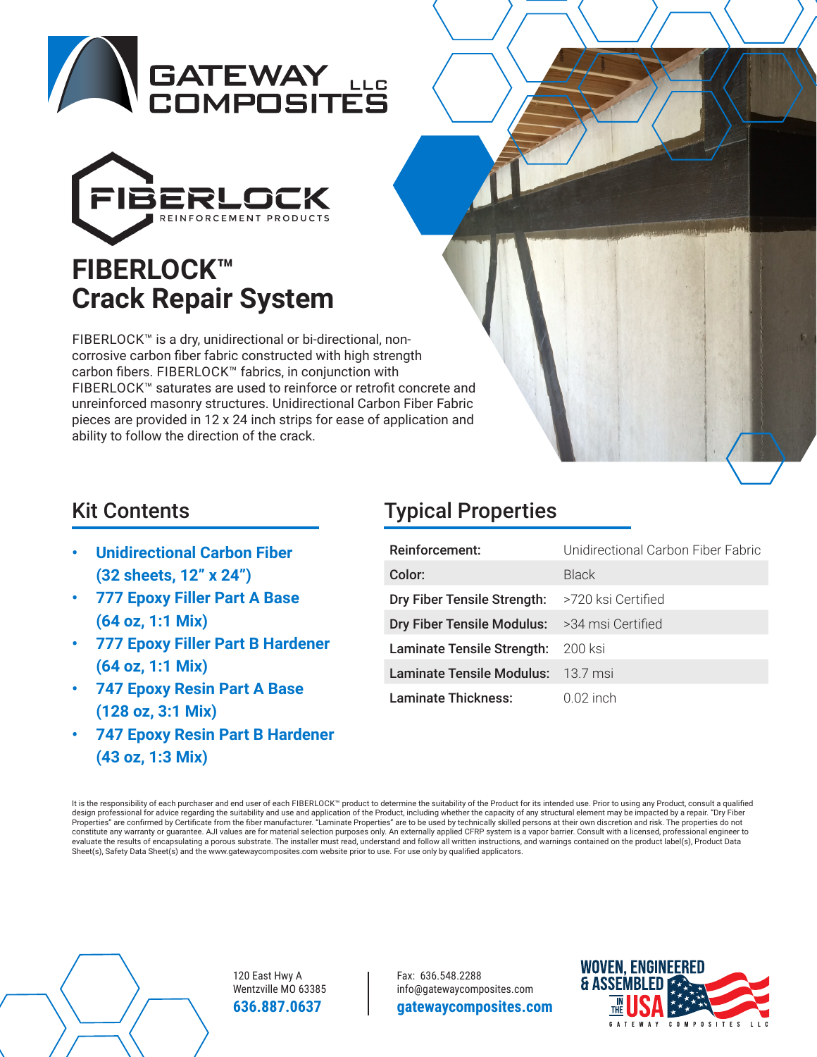# GATEWAY COMPOSITES LLC

FIBERLOCK REINFORCEMENT PRODUCTS

# FIBERLOCK™ Crack Repair System

FIBERLOCK™ is a dry, unidirectional or bi-directional, non-corrosive carbon fiber fabric constructed with high strength carbon fibers. FIBERLOCK™ fabrics, in conjunction with FIBERLOCK™ saturates are used to reinforce or retrofit concrete and unreinforced masonry structures. Unidirectional Carbon Fiber Fabric pieces are provided in 12 x 24 inch strips for ease of application and ability to follow the direction of the crack.

## Kit Contents

- **Unidirectional Carbon Fiber (32 sheets, 12" x 24")**
- **777 Epoxy Filler Part A Base (64 oz, 1:1 Mix)**
- **777 Epoxy Filler Part B Hardener (64 oz, 1:1 Mix)**
- **747 Epoxy Resin Part A Base (128 oz, 3:1 Mix)**
- **747 Epoxy Resin Part B Hardener (43 oz, 1:3 Mix)**

## Typical Properties

| | |
|---|---|
| **Reinforcement:** | Unidirectional Carbon Fiber Fabric |
| **Color:** | Black |
| **Dry Fiber Tensile Strength:** | >720 ksi Certified |
| **Dry Fiber Tensile Modulus:** | >34 msi Certified |
| **Laminate Tensile Strength:** | 200 ksi |
| **Laminate Tensile Modulus:** | 13.7 msi |
| **Laminate Thickness:** | 0.02 inch |

It is the responsibility of each purchaser and end user of each FIBERLOCK™ product to determine the suitability of the Product for its intended use. Prior to using any Product, consult a qualified design professional for advice regarding the suitability and use and application of the Product, including whether the capacity of any structural element may be impacted by a repair. "Dry Fiber Properties" are confirmed by Certificate from the fiber manufacturer. "Laminate Properties" are to be used by technically skilled persons at their own discretion and risk. The properties do not constitute any warranty or guarantee. AJI values are for material selection purposes only. An externally applied CFRP system is a vapor barrier. Consult with a licensed, professional engineer to evaluate the results of encapsulating a porous substrate. The installer must read, understand and follow all written instructions, and warnings contained on the product label(s), Product Data Sheet(s), Safety Data Sheet(s) and the www.gatewaycomposites.com website prior to use. For use only by qualified applicators.

120 East Hwy A
Wentzville MO 63385
**636.887.0637**

Fax: 636.548.2288
info@gatewaycomposites.com
**gatewaycomposites.com**

WOVEN, ENGINEERED & ASSEMBLED IN THE USA
GATEWAY COMPOSITES LLC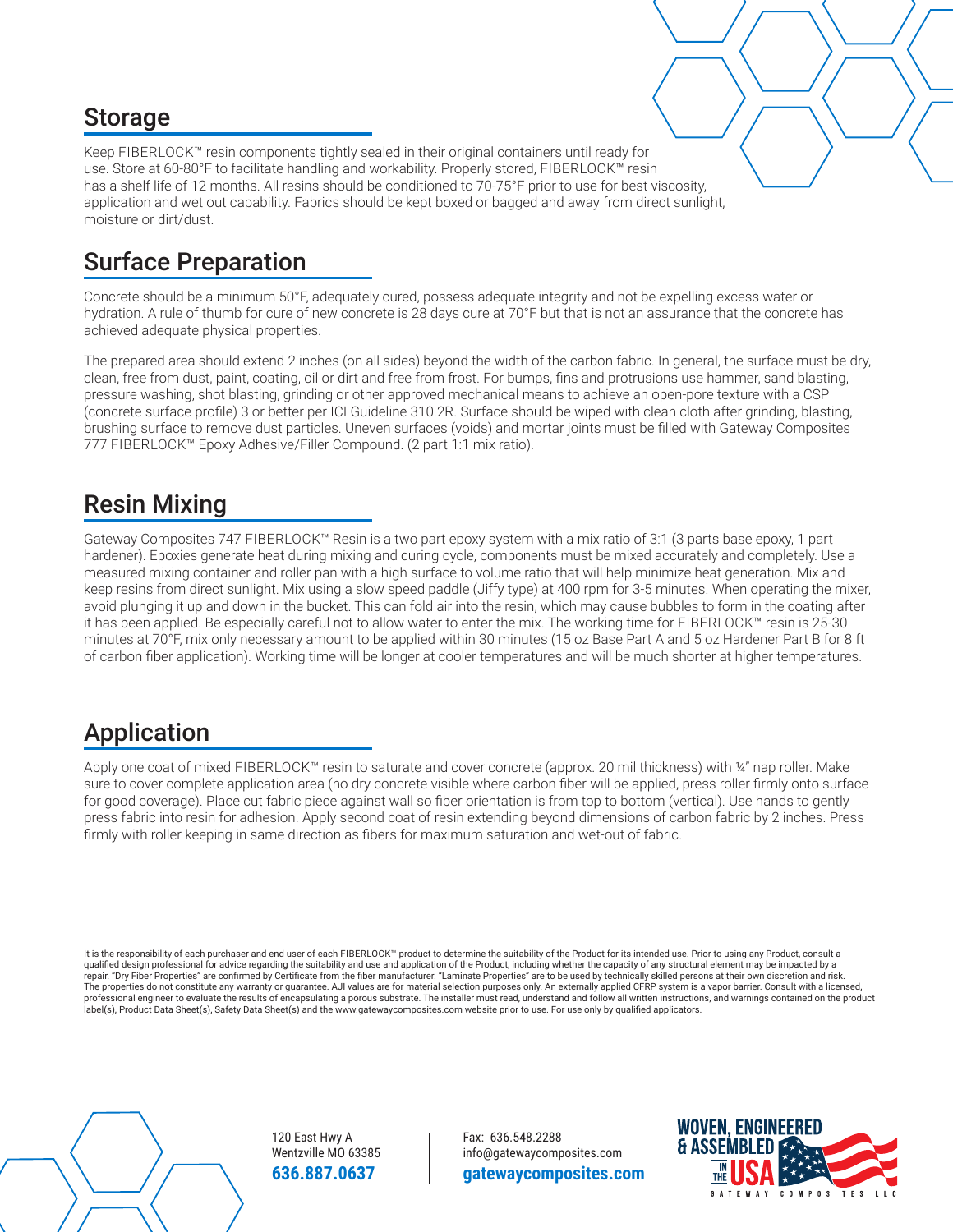## Storage

Keep FIBERLOCK™ resin components tightly sealed in their original containers until ready for use. Store at 60-80°F to facilitate handling and workability. Properly stored, FIBERLOCK™ resin has a shelf life of 12 months. All resins should be conditioned to 70-75°F prior to use for best viscosity, application and wet out capability. Fabrics should be kept boxed or bagged and away from direct sunlight, moisture or dirt/dust.

## Surface Preparation

Concrete should be a minimum 50°F, adequately cured, possess adequate integrity and not be expelling excess water or hydration. A rule of thumb for cure of new concrete is 28 days cure at 70°F but that is not an assurance that the concrete has achieved adequate physical properties.

The prepared area should extend 2 inches (on all sides) beyond the width of the carbon fabric. In general, the surface must be dry, clean, free from dust, paint, coating, oil or dirt and free from frost. For bumps, fins and protrusions use hammer, sand blasting, pressure washing, shot blasting, grinding or other approved mechanical means to achieve an open-pore texture with a CSP (concrete surface profile) 3 or better per ICI Guideline 310.2R. Surface should be wiped with clean cloth after grinding, blasting, brushing surface to remove dust particles. Uneven surfaces (voids) and mortar joints must be filled with Gateway Composites 777 FIBERLOCK™ Epoxy Adhesive/Filler Compound. (2 part 1:1 mix ratio).

## Resin Mixing

Gateway Composites 747 FIBERLOCK™ Resin is a two part epoxy system with a mix ratio of 3:1 (3 parts base epoxy, 1 part hardener). Epoxies generate heat during mixing and curing cycle, components must be mixed accurately and completely. Use a measured mixing container and roller pan with a high surface to volume ratio that will help minimize heat generation. Mix and keep resins from direct sunlight. Mix using a slow speed paddle (Jiffy type) at 400 rpm for 3-5 minutes. When operating the mixer, avoid plunging it up and down in the bucket. This can fold air into the resin, which may cause bubbles to form in the coating after it has been applied. Be especially careful not to allow water to enter the mix. The working time for FIBERLOCK™ resin is 25-30 minutes at 70°F, mix only necessary amount to be applied within 30 minutes (15 oz Base Part A and 5 oz Hardener Part B for 8 ft of carbon fiber application). Working time will be longer at cooler temperatures and will be much shorter at higher temperatures.

## Application

Apply one coat of mixed FIBERLOCK™ resin to saturate and cover concrete (approx. 20 mil thickness) with ¼" nap roller. Make sure to cover complete application area (no dry concrete visible where carbon fiber will be applied, press roller firmly onto surface for good coverage). Place cut fabric piece against wall so fiber orientation is from top to bottom (vertical). Use hands to gently press fabric into resin for adhesion. Apply second coat of resin extending beyond dimensions of carbon fabric by 2 inches. Press firmly with roller keeping in same direction as fibers for maximum saturation and wet-out of fabric.

It is the responsibility of each purchaser and end user of each FIBERLOCK™ product to determine the suitability of the Product for its intended use. Prior to using any Product, consult a qualified design professional for advice regarding the suitability and use and application of the Product, including whether the capacity of any structural element may be impacted by a repair. "Dry Fiber Properties" are confirmed by Certificate from the fiber manufacturer. "Laminate Properties" are to be used by technically skilled persons at their own discretion and risk. The properties do not constitute any warranty or guarantee. AJI values are for material selection purposes only. An externally applied CFRP system is a vapor barrier. Consult with a licensed, professional engineer to evaluate the results of encapsulating a porous substrate. The installer must read, understand and follow all written instructions, and warnings contained on the product label(s), Product Data Sheet(s), Safety Data Sheet(s) and the www.gatewaycomposites.com website prior to use. For use only by qualified applicators.

120 East Hwy A
Wentzville MO 63385
**636.887.0637**

Fax: 636.548.2288
info@gatewaycomposites.com
**gatewaycomposites.com**

WOVEN, ENGINEERED & ASSEMBLED IN THE USA
GATEWAY COMPOSITES LLC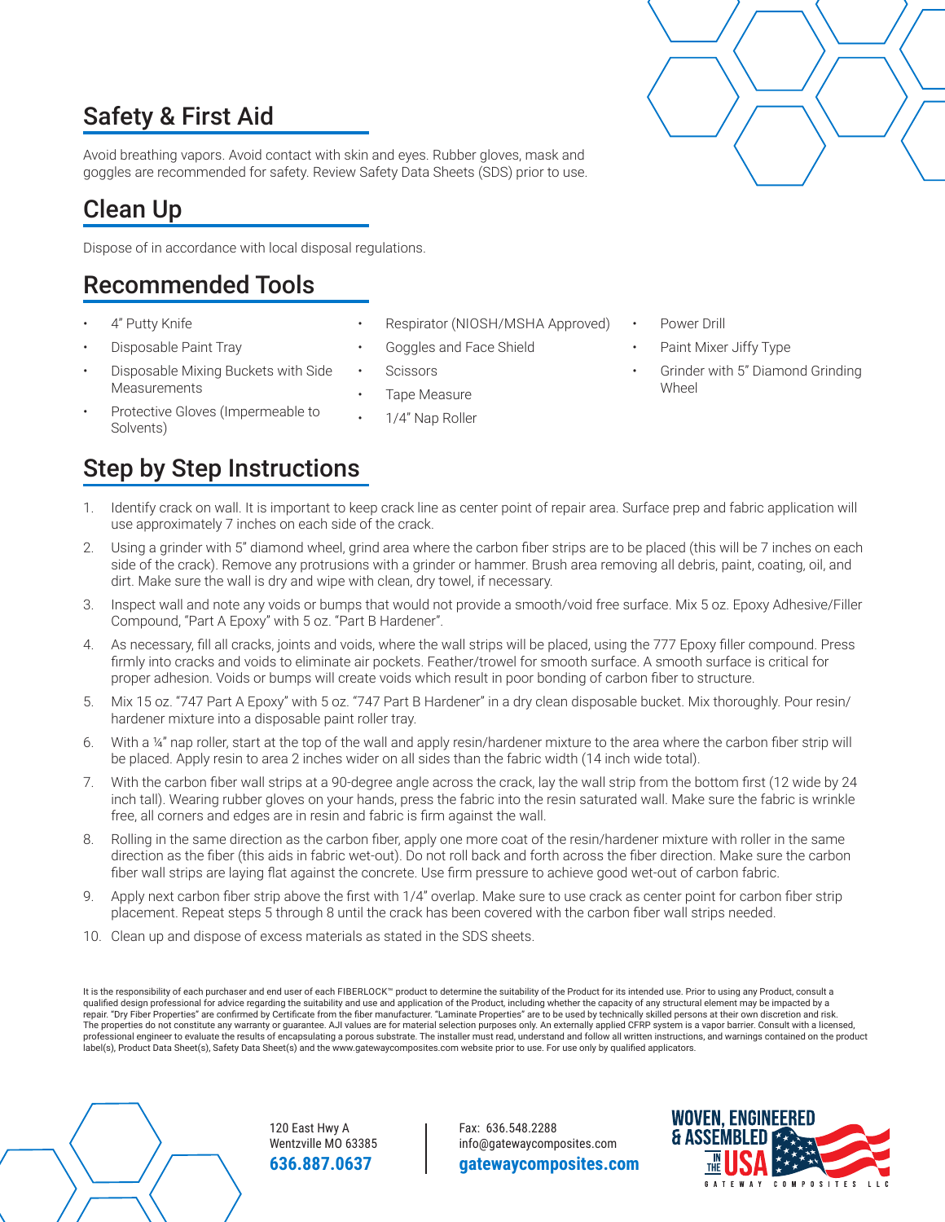## Safety & First Aid

Avoid breathing vapors. Avoid contact with skin and eyes. Rubber gloves, mask and goggles are recommended for safety. Review Safety Data Sheets (SDS) prior to use.

## Clean Up

Dispose of in accordance with local disposal regulations.

## Recommended Tools

- 4" Putty Knife
- Disposable Paint Tray
- Disposable Mixing Buckets with Side Measurements
- Protective Gloves (Impermeable to Solvents)
- Respirator (NIOSH/MSHA Approved)
- Goggles and Face Shield
- Scissors
- Tape Measure
- 1/4" Nap Roller
- Power Drill
- Paint Mixer Jiffy Type
- Grinder with 5" Diamond Grinding Wheel

## Step by Step Instructions

1. Identify crack on wall. It is important to keep crack line as center point of repair area. Surface prep and fabric application will use approximately 7 inches on each side of the crack.
2. Using a grinder with 5" diamond wheel, grind area where the carbon fiber strips are to be placed (this will be 7 inches on each side of the crack). Remove any protrusions with a grinder or hammer. Brush area removing all debris, paint, coating, oil, and dirt. Make sure the wall is dry and wipe with clean, dry towel, if necessary.
3. Inspect wall and note any voids or bumps that would not provide a smooth/void free surface. Mix 5 oz. Epoxy Adhesive/Filler Compound, "Part A Epoxy" with 5 oz. "Part B Hardener".
4. As necessary, fill all cracks, joints and voids, where the wall strips will be placed, using the 777 Epoxy filler compound. Press firmly into cracks and voids to eliminate air pockets. Feather/trowel for smooth surface. A smooth surface is critical for proper adhesion. Voids or bumps will create voids which result in poor bonding of carbon fiber to structure.
5. Mix 15 oz. "747 Part A Epoxy" with 5 oz. "747 Part B Hardener" in a dry clean disposable bucket. Mix thoroughly. Pour resin/hardener mixture into a disposable paint roller tray.
6. With a ¼" nap roller, start at the top of the wall and apply resin/hardener mixture to the area where the carbon fiber strip will be placed. Apply resin to area 2 inches wider on all sides than the fabric width (14 inch wide total).
7. With the carbon fiber wall strips at a 90-degree angle across the crack, lay the wall strip from the bottom first (12 wide by 24 inch tall). Wearing rubber gloves on your hands, press the fabric into the resin saturated wall. Make sure the fabric is wrinkle free, all corners and edges are in resin and fabric is firm against the wall.
8. Rolling in the same direction as the carbon fiber, apply one more coat of the resin/hardener mixture with roller in the same direction as the fiber (this aids in fabric wet-out). Do not roll back and forth across the fiber direction. Make sure the carbon fiber wall strips are laying flat against the concrete. Use firm pressure to achieve good wet-out of carbon fabric.
9. Apply next carbon fiber strip above the first with 1/4" overlap. Make sure to use crack as center point for carbon fiber strip placement. Repeat steps 5 through 8 until the crack has been covered with the carbon fiber wall strips needed.
10. Clean up and dispose of excess materials as stated in the SDS sheets.

It is the responsibility of each purchaser and end user of each FIBERLOCK™ product to determine the suitability of the Product for its intended use. Prior to using any Product, consult a qualified design professional for advice regarding the suitability and use and application of the Product, including whether the capacity of any structural element may be impacted by a repair. "Dry Fiber Properties" are confirmed by Certificate from the fiber manufacturer. "Laminate Properties" are to be used by technically skilled persons at their own discretion and risk. The properties do not constitute any warranty or guarantee. AJI values are for material selection purposes only. An externally applied CFRP system is a vapor barrier. Consult with a licensed, professional engineer to evaluate the results of encapsulating a porous substrate. The installer must read, understand and follow all written instructions, and warnings contained on the product label(s), Product Data Sheet(s), Safety Data Sheet(s) and the www.gatewaycomposites.com website prior to use. For use only by qualified applicators.

120 East Hwy A
Wentzville MO 63385
**636.887.0637**

Fax: 636.548.2288
info@gatewaycomposites.com
**gatewaycomposites.com**

WOVEN, ENGINEERED & ASSEMBLED IN THE USA
GATEWAY COMPOSITES LLC